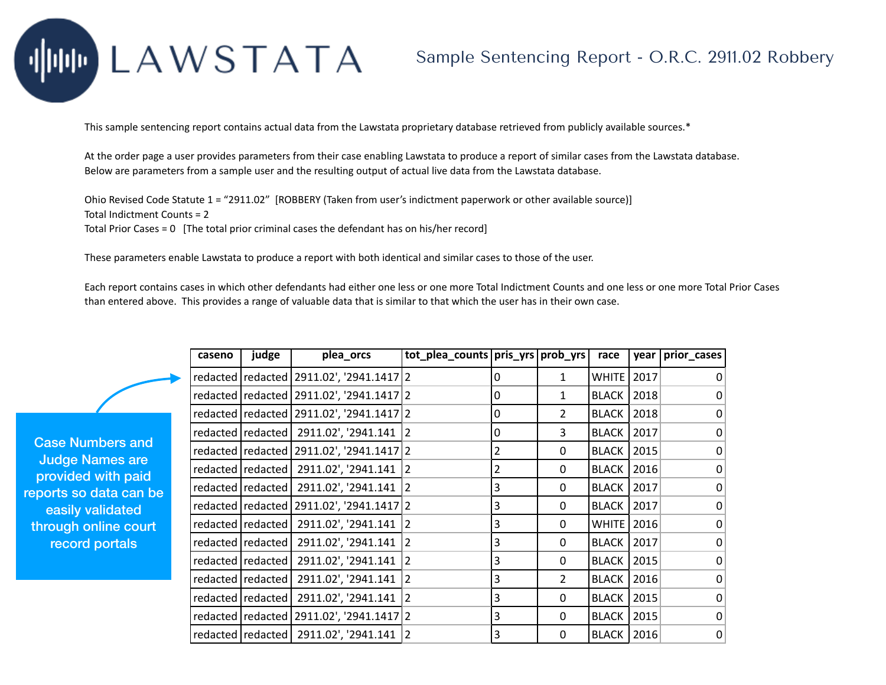# LAWSTATA

## Sample Sentencing Report - O.R.C. 2911.02 Robbery

This sample sentencing report contains actual data from the Lawstata proprietary database retrieved from publicly available sources.*

At the order page a user provides parameters from their case enabling Lawstata to produce a report of similar cases from the Lawstata database. Below are parameters from a sample user and the resulting output of actual live data from the Lawstata database.

Ohio Revised Code Statute 1 = "2911.02" [ROBBERY (Taken from user's indictment paperwork or other available source)]
Total Indictment Counts = 2
Total Prior Cases = 0 [The total prior criminal cases the defendant has on his/her record]

These parameters enable Lawstata to produce a report with both identical and similar cases to those of the user.

Each report contains cases in which other defendants had either one less or one more Total Indictment Counts and one less or one more Total Prior Cases than entered above. This provides a range of valuable data that is similar to that which the user has in their own case.

Case Numbers and Judge Names are provided with paid reports so data can be easily validated through online court record portals

| caseno | judge | plea_orcs | tot_plea_counts | pris_yrs | prob_yrs | race | year | prior_cases |
|---|---|---|---|---|---|---|---|---|
| redacted | redacted | 2911.02', '2941.1417 | 2 | 0 | 1 | WHITE | 2017 | 0 |
| redacted | redacted | 2911.02', '2941.1417 | 2 | 0 | 1 | BLACK | 2018 | 0 |
| redacted | redacted | 2911.02', '2941.1417 | 2 | 0 | 2 | BLACK | 2018 | 0 |
| redacted | redacted | 2911.02', '2941.141 | 2 | 0 | 3 | BLACK | 2017 | 0 |
| redacted | redacted | 2911.02', '2941.1417 | 2 | 2 | 0 | BLACK | 2015 | 0 |
| redacted | redacted | 2911.02', '2941.141 | 2 | 2 | 0 | BLACK | 2016 | 0 |
| redacted | redacted | 2911.02', '2941.141 | 2 | 3 | 0 | BLACK | 2017 | 0 |
| redacted | redacted | 2911.02', '2941.1417 | 2 | 3 | 0 | BLACK | 2017 | 0 |
| redacted | redacted | 2911.02', '2941.141 | 2 | 3 | 0 | WHITE | 2016 | 0 |
| redacted | redacted | 2911.02', '2941.141 | 2 | 3 | 0 | BLACK | 2017 | 0 |
| redacted | redacted | 2911.02', '2941.141 | 2 | 3 | 0 | BLACK | 2015 | 0 |
| redacted | redacted | 2911.02', '2941.141 | 2 | 3 | 2 | BLACK | 2016 | 0 |
| redacted | redacted | 2911.02', '2941.141 | 2 | 3 | 0 | BLACK | 2015 | 0 |
| redacted | redacted | 2911.02', '2941.1417 | 2 | 3 | 0 | BLACK | 2015 | 0 |
| redacted | redacted | 2911.02', '2941.141 | 2 | 3 | 0 | BLACK | 2016 | 0 |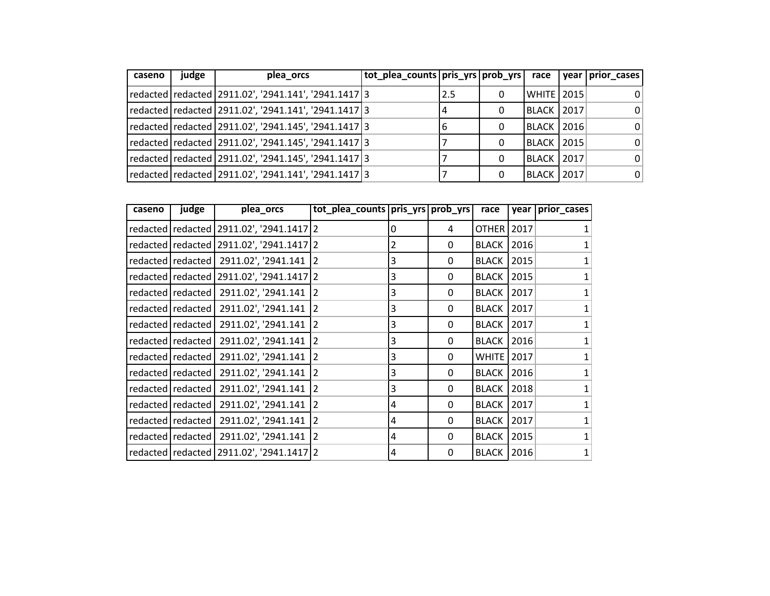| caseno | judge | plea_orcs | tot_plea_counts | pris_yrs | prob_yrs | race | year | prior_cases |
|---|---|---|---|---|---|---|---|---|
| redacted | redacted | 2911.02', '2941.141', '2941.1417 | 3 | 2.5 | 0 | WHITE | 2015 | 0 |
| redacted | redacted | 2911.02', '2941.141', '2941.1417 | 3 | 4 | 0 | BLACK | 2017 | 0 |
| redacted | redacted | 2911.02', '2941.145', '2941.1417 | 3 | 6 | 0 | BLACK | 2016 | 0 |
| redacted | redacted | 2911.02', '2941.145', '2941.1417 | 3 | 7 | 0 | BLACK | 2015 | 0 |
| redacted | redacted | 2911.02', '2941.145', '2941.1417 | 3 | 7 | 0 | BLACK | 2017 | 0 |
| redacted | redacted | 2911.02', '2941.141', '2941.1417 | 3 | 7 | 0 | BLACK | 2017 | 0 |

| caseno | judge | plea_orcs | tot_plea_counts | pris_yrs | prob_yrs | race | year | prior_cases |
|---|---|---|---|---|---|---|---|---|
| redacted | redacted | 2911.02', '2941.1417 | 2 | 0 | 4 | OTHER | 2017 | 1 |
| redacted | redacted | 2911.02', '2941.1417 | 2 | 2 | 0 | BLACK | 2016 | 1 |
| redacted | redacted | 2911.02', '2941.141 | 2 | 3 | 0 | BLACK | 2015 | 1 |
| redacted | redacted | 2911.02', '2941.1417 | 2 | 3 | 0 | BLACK | 2015 | 1 |
| redacted | redacted | 2911.02', '2941.141 | 2 | 3 | 0 | BLACK | 2017 | 1 |
| redacted | redacted | 2911.02', '2941.141 | 2 | 3 | 0 | BLACK | 2017 | 1 |
| redacted | redacted | 2911.02', '2941.141 | 2 | 3 | 0 | BLACK | 2017 | 1 |
| redacted | redacted | 2911.02', '2941.141 | 2 | 3 | 0 | BLACK | 2016 | 1 |
| redacted | redacted | 2911.02', '2941.141 | 2 | 3 | 0 | WHITE | 2017 | 1 |
| redacted | redacted | 2911.02', '2941.141 | 2 | 3 | 0 | BLACK | 2016 | 1 |
| redacted | redacted | 2911.02', '2941.141 | 2 | 3 | 0 | BLACK | 2018 | 1 |
| redacted | redacted | 2911.02', '2941.141 | 2 | 4 | 0 | BLACK | 2017 | 1 |
| redacted | redacted | 2911.02', '2941.141 | 2 | 4 | 0 | BLACK | 2017 | 1 |
| redacted | redacted | 2911.02', '2941.141 | 2 | 4 | 0 | BLACK | 2015 | 1 |
| redacted | redacted | 2911.02', '2941.1417 | 2 | 4 | 0 | BLACK | 2016 | 1 |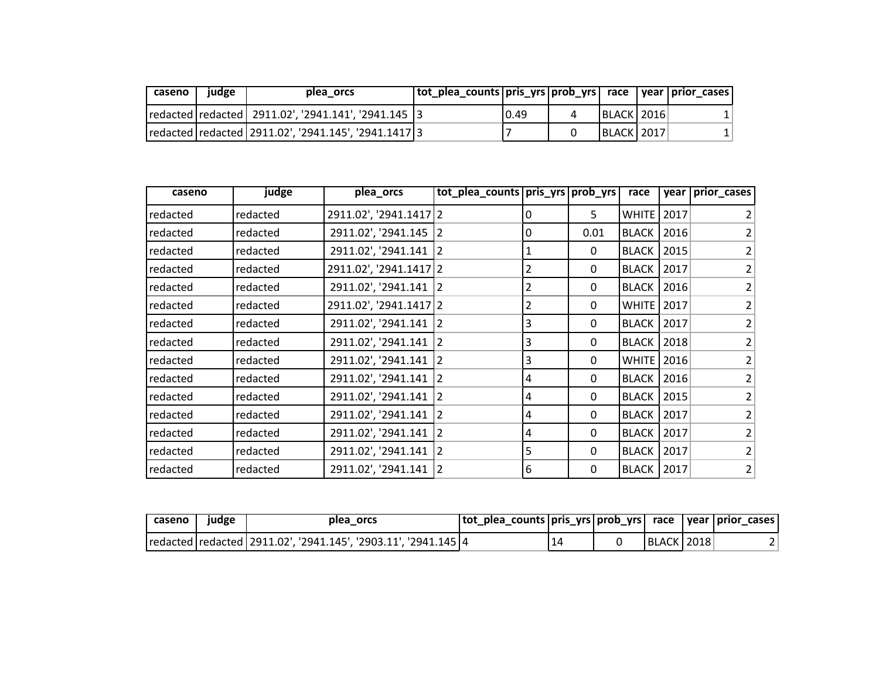| caseno | judge | plea_orcs | tot_plea_counts | pris_yrs | prob_yrs | race | year | prior_cases |
|---|---|---|---|---|---|---|---|---|
| redacted | redacted | 2911.02', '2941.141', '2941.145 | 3 | 0.49 | 4 | BLACK | 2016 | 1 |
| redacted | redacted | 2911.02', '2941.145', '2941.1417 | 3 | 7 | 0 | BLACK | 2017 | 1 |

| caseno | judge | plea_orcs | tot_plea_counts | pris_yrs | prob_yrs | race | year | prior_cases |
|---|---|---|---|---|---|---|---|---|
| redacted | redacted | 2911.02', '2941.1417 | 2 | 0 | 5 | WHITE | 2017 | 2 |
| redacted | redacted | 2911.02', '2941.145 | 2 | 0 | 0.01 | BLACK | 2016 | 2 |
| redacted | redacted | 2911.02', '2941.141 | 2 | 1 | 0 | BLACK | 2015 | 2 |
| redacted | redacted | 2911.02', '2941.1417 | 2 | 2 | 0 | BLACK | 2017 | 2 |
| redacted | redacted | 2911.02', '2941.141 | 2 | 2 | 0 | BLACK | 2016 | 2 |
| redacted | redacted | 2911.02', '2941.1417 | 2 | 2 | 0 | WHITE | 2017 | 2 |
| redacted | redacted | 2911.02', '2941.141 | 2 | 3 | 0 | BLACK | 2017 | 2 |
| redacted | redacted | 2911.02', '2941.141 | 2 | 3 | 0 | BLACK | 2018 | 2 |
| redacted | redacted | 2911.02', '2941.141 | 2 | 3 | 0 | WHITE | 2016 | 2 |
| redacted | redacted | 2911.02', '2941.141 | 2 | 4 | 0 | BLACK | 2016 | 2 |
| redacted | redacted | 2911.02', '2941.141 | 2 | 4 | 0 | BLACK | 2015 | 2 |
| redacted | redacted | 2911.02', '2941.141 | 2 | 4 | 0 | BLACK | 2017 | 2 |
| redacted | redacted | 2911.02', '2941.141 | 2 | 4 | 0 | BLACK | 2017 | 2 |
| redacted | redacted | 2911.02', '2941.141 | 2 | 5 | 0 | BLACK | 2017 | 2 |
| redacted | redacted | 2911.02', '2941.141 | 2 | 6 | 0 | BLACK | 2017 | 2 |

| caseno | judge | plea_orcs | tot_plea_counts | pris_yrs | prob_yrs | race | year | prior_cases |
|---|---|---|---|---|---|---|---|---|
| redacted | redacted | 2911.02', '2941.145', '2903.11', '2941.145 | 4 | 14 | 0 | BLACK | 2018 | 2 |